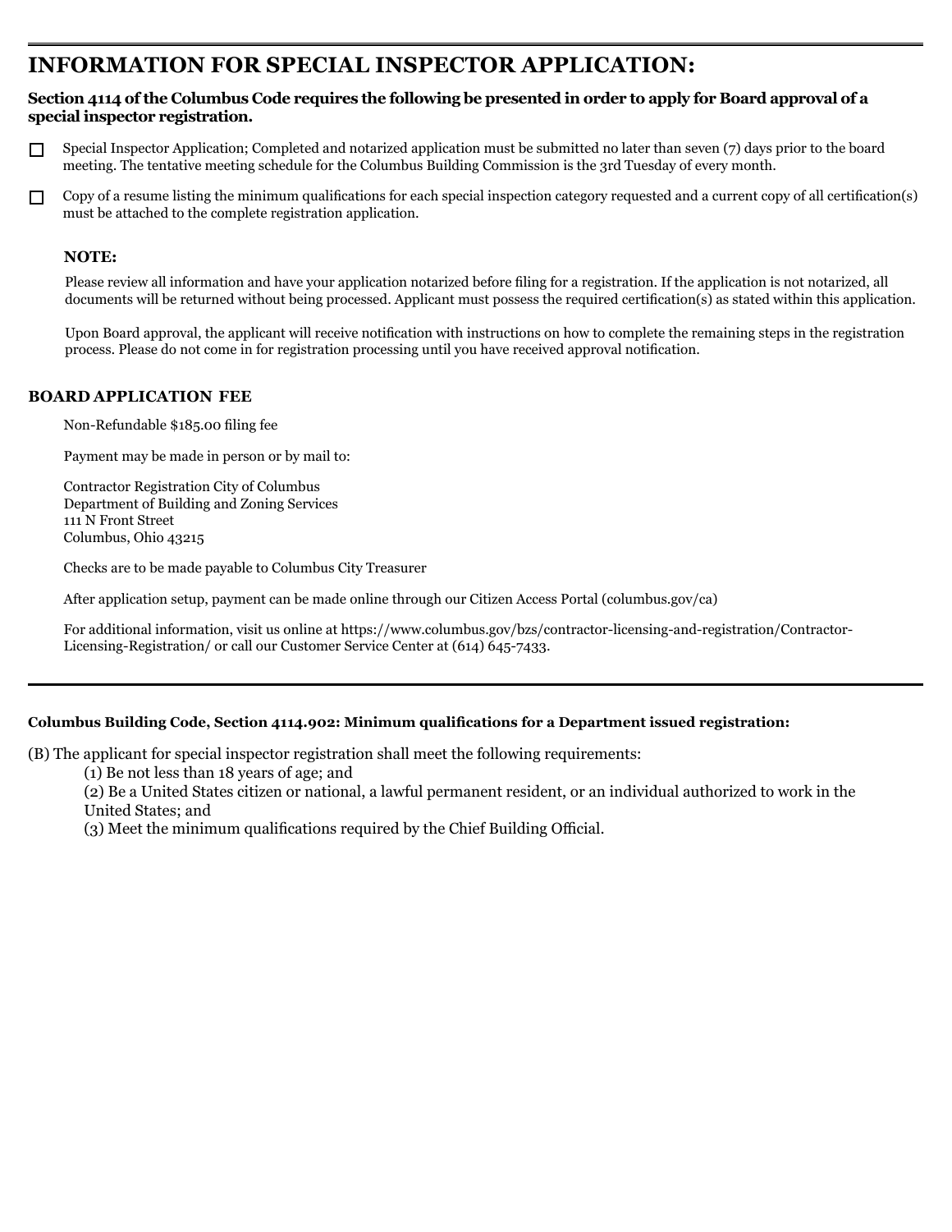# INFORMATION FOR SPECIAL INSPECTOR APPLICATION:

**Section 4114 of the Columbus Code requires the following be presented in order to apply for Board approval of a special inspector registration.**

- ☐ Special Inspector Application; Completed and notarized application must be submitted no later than seven (7) days prior to the board meeting. The tentative meeting schedule for the Columbus Building Commission is the 3rd Tuesday of every month.
- ☐ Copy of a resume listing the minimum qualifications for each special inspection category requested and a current copy of all certification(s) must be attached to the complete registration application.

**NOTE:**

Please review all information and have your application notarized before filing for a registration. If the application is not notarized, all documents will be returned without being processed. Applicant must possess the required certification(s) as stated within this application.

Upon Board approval, the applicant will receive notification with instructions on how to complete the remaining steps in the registration process. Please do not come in for registration processing until you have received approval notification.

**BOARD APPLICATION FEE**

Non-Refundable $185.00 filing fee

Payment may be made in person or by mail to:

Contractor Registration City of Columbus
Department of Building and Zoning Services
111 N Front Street
Columbus, Ohio 43215

Checks are to be made payable to Columbus City Treasurer

After application setup, payment can be made online through our Citizen Access Portal (columbus.gov/ca)

For additional information, visit us online at https://www.columbus.gov/bzs/contractor-licensing-and-registration/Contractor-Licensing-Registration/ or call our Customer Service Center at (614) 645-7433.

---

**Columbus Building Code, Section 4114.902: Minimum qualifications for a Department issued registration:**

(B) The applicant for special inspector registration shall meet the following requirements:

(1) Be not less than 18 years of age; and

(2) Be a United States citizen or national, a lawful permanent resident, or an individual authorized to work in the United States; and

(3) Meet the minimum qualifications required by the Chief Building Official.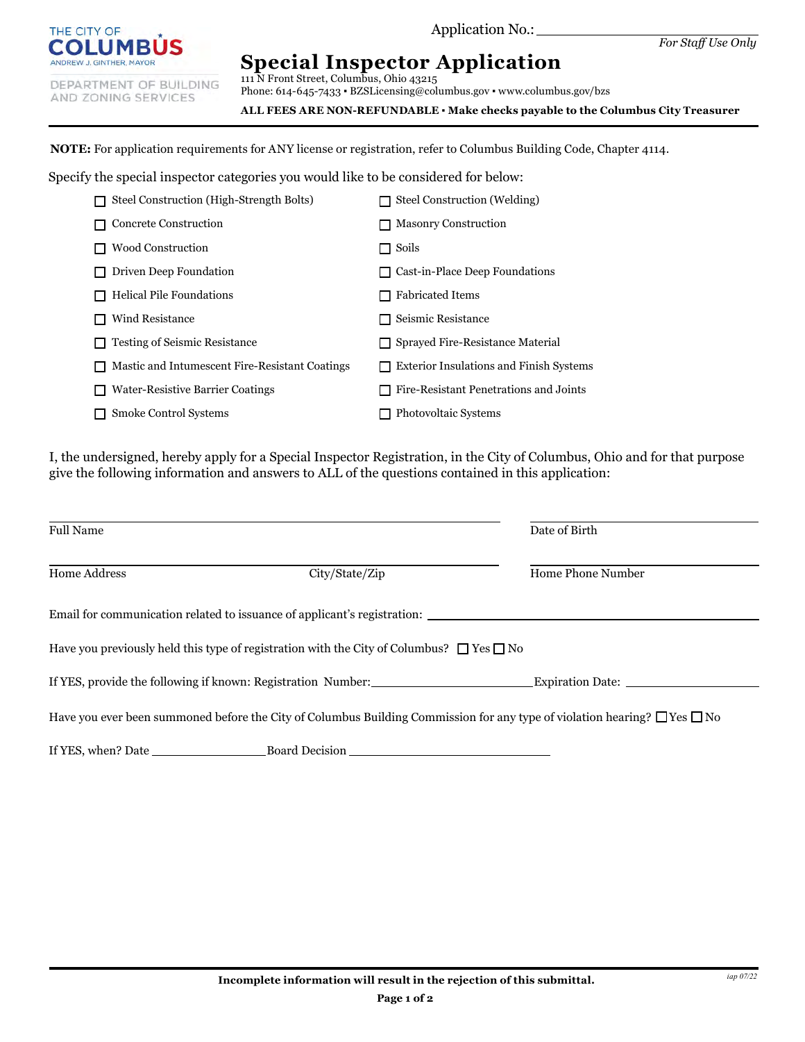Application No.: ______________________
*For Staff Use Only*

THE CITY OF COLUMBUS
ANDREW J. GINTHER, MAYOR

DEPARTMENT OF BUILDING AND ZONING SERVICES

# Special Inspector Application

111 N Front Street, Columbus, Ohio 43215
Phone: 614-645-7433 ▪ BZSLicensing@columbus.gov ▪ www.columbus.gov/bzs

**ALL FEES ARE NON-REFUNDABLE ▪ Make checks payable to the Columbus City Treasurer**

---

**NOTE:** For application requirements for ANY license or registration, refer to Columbus Building Code, Chapter 4114.

Specify the special inspector categories you would like to be considered for below:

- ☐ Steel Construction (High-Strength Bolts)
- ☐ Steel Construction (Welding)
- ☐ Concrete Construction
- ☐ Masonry Construction
- ☐ Wood Construction
- ☐ Soils
- ☐ Driven Deep Foundation
- ☐ Cast-in-Place Deep Foundations
- ☐ Helical Pile Foundations
- ☐ Fabricated Items
- ☐ Wind Resistance
- ☐ Seismic Resistance
- ☐ Testing of Seismic Resistance
- ☐ Sprayed Fire-Resistance Material
- ☐ Mastic and Intumescent Fire-Resistant Coatings
- ☐ Exterior Insulations and Finish Systems
- ☐ Water-Resistive Barrier Coatings
- ☐ Fire-Resistant Penetrations and Joints
- ☐ Smoke Control Systems
- ☐ Photovoltaic Systems

I, the undersigned, hereby apply for a Special Inspector Registration, in the City of Columbus, Ohio and for that purpose give the following information and answers to ALL of the questions contained in this application:

Full Name ______________________ Date of Birth ______________________

Home Address ______________________ City/State/Zip ______________________ Home Phone Number ______________________

Email for communication related to issuance of applicant's registration: ______________________

Have you previously held this type of registration with the City of Columbus? ☐ Yes ☐ No

If YES, provide the following if known: Registration Number: ______________________ Expiration Date: ______________________

Have you ever been summoned before the City of Columbus Building Commission for any type of violation hearing? ☐ Yes ☐ No

If YES, when? Date ______________ Board Decision ______________________

---

**Incomplete information will result in the rejection of this submittal.**

*iap 07/22*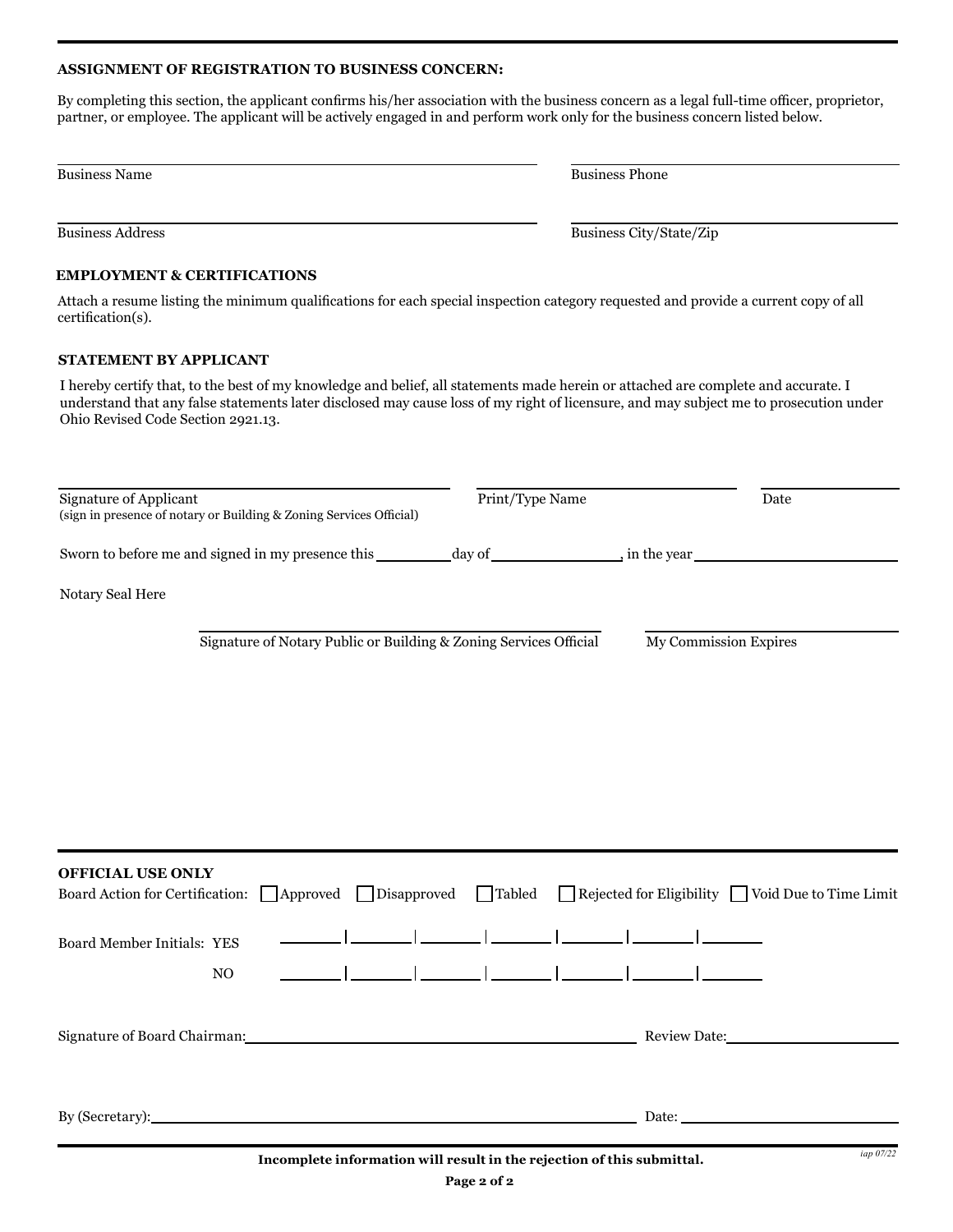**ASSIGNMENT OF REGISTRATION TO BUSINESS CONCERN:**

By completing this section, the applicant confirms his/her association with the business concern as a legal full-time officer, proprietor, partner, or employee. The applicant will be actively engaged in and perform work only for the business concern listed below.

Business Name ______________________ Business Phone ______________________

Business Address ______________________ Business City/State/Zip ______________________

**EMPLOYMENT & CERTIFICATIONS**

Attach a resume listing the minimum qualifications for each special inspection category requested and provide a current copy of all certification(s).

**STATEMENT BY APPLICANT**

I hereby certify that, to the best of my knowledge and belief, all statements made herein or attached are complete and accurate. I understand that any false statements later disclosed may cause loss of my right of licensure, and may subject me to prosecution under Ohio Revised Code Section 2921.13.

Signature of Applicant ______________________ Print/Type Name ______________________ Date ____________
(sign in presence of notary or Building & Zoning Services Official)

Sworn to before me and signed in my presence this ________ day of ______________, in the year ______________

Notary Seal Here

Signature of Notary Public or Building & Zoning Services Official ______________________ My Commission Expires ____________

**OFFICIAL USE ONLY**

Board Action for Certification: ☐ Approved ☐ Disapproved ☐ Tabled ☐ Rejected for Eligibility ☐ Void Due to Time Limit

Board Member Initials: YES ______ | ______ | ______ | ______ | ______ | ______ | ______

NO ______ | ______ | ______ | ______ | ______ | ______ | ______

Signature of Board Chairman: ______________________ Review Date: ____________

By (Secretary): ______________________ Date: ____________

**Incomplete information will result in the rejection of this submittal.**

*iap 07/22*